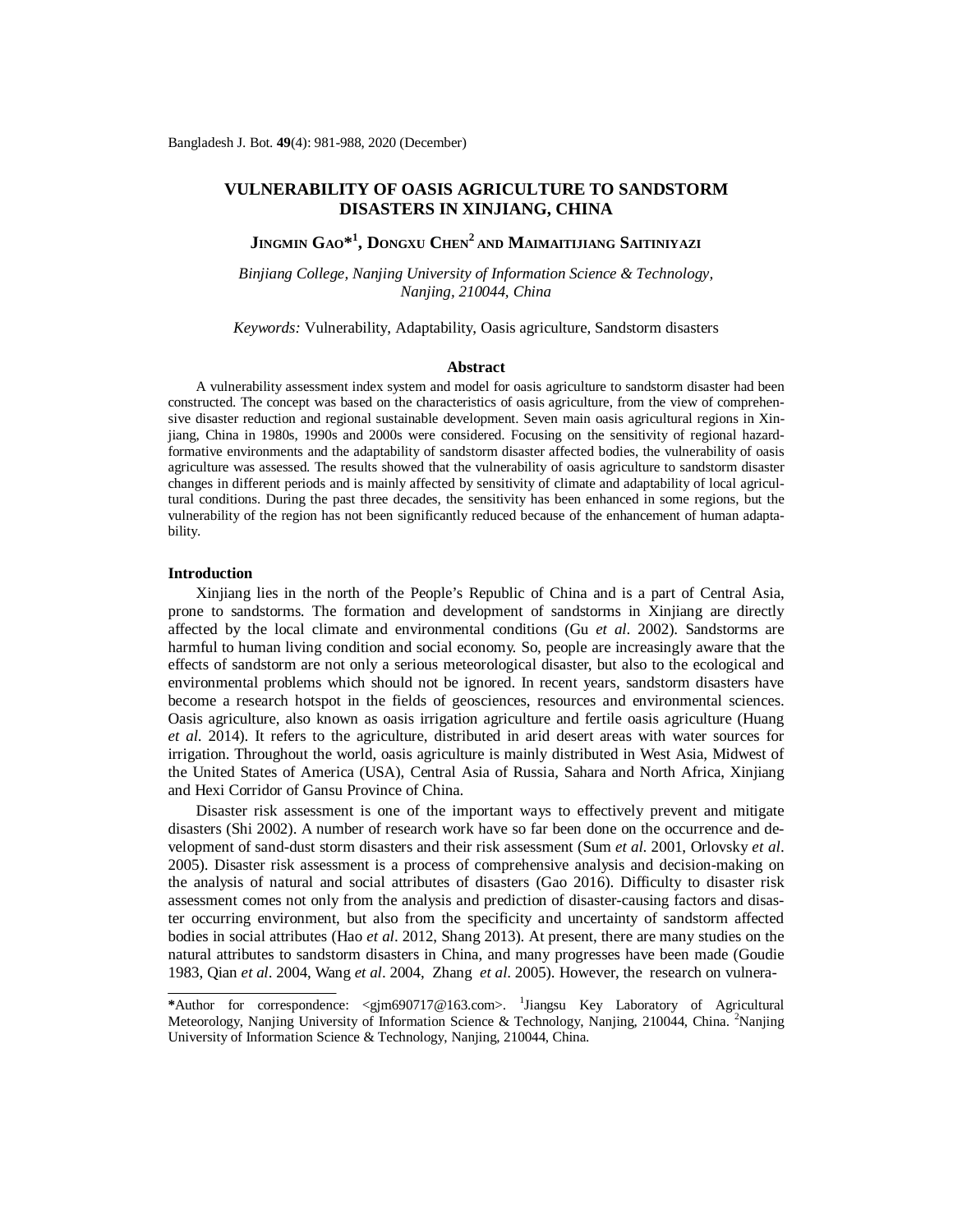# VULNERABILITY OF OASIS AGRICULTURE TO SANDSTORM DISASTERS IN XINJIANG, CHINA

**JINGMIN GAO*[1], DONGXU CHEN[2] AND MAIMAITIJIANG SAITINIYAZI**

*Binjiang College, Nanjing University of Information Science & Technology, Nanjing, 210044, China*

*Keywords:* Vulnerability, Adaptability, Oasis agriculture, Sandstorm disasters

## Abstract

A vulnerability assessment index system and model for oasis agriculture to sandstorm disaster had been constructed. The concept was based on the characteristics of oasis agriculture, from the view of comprehensive disaster reduction and regional sustainable development. Seven main oasis agricultural regions in Xinjiang, China in 1980s, 1990s and 2000s were considered. Focusing on the sensitivity of regional hazard-formative environments and the adaptability of sandstorm disaster affected bodies, the vulnerability of oasis agriculture was assessed. The results showed that the vulnerability of oasis agriculture to sandstorm disaster changes in different periods and is mainly affected by sensitivity of climate and adaptability of local agricultural conditions. During the past three decades, the sensitivity has been enhanced in some regions, but the vulnerability of the region has not been significantly reduced because of the enhancement of human adaptability.

## Introduction

Xinjiang lies in the north of the People's Republic of China and is a part of Central Asia, prone to sandstorms. The formation and development of sandstorms in Xinjiang are directly affected by the local climate and environmental conditions (Gu *et al*. 2002). Sandstorms are harmful to human living condition and social economy. So, people are increasingly aware that the effects of sandstorm are not only a serious meteorological disaster, but also to the ecological and environmental problems which should not be ignored. In recent years, sandstorm disasters have become a research hotspot in the fields of geosciences, resources and environmental sciences. Oasis agriculture, also known as oasis irrigation agriculture and fertile oasis agriculture (Huang *et al.* 2014). It refers to the agriculture, distributed in arid desert areas with water sources for irrigation. Throughout the world, oasis agriculture is mainly distributed in West Asia, Midwest of the United States of America (USA), Central Asia of Russia, Sahara and North Africa, Xinjiang and Hexi Corridor of Gansu Province of China.

Disaster risk assessment is one of the important ways to effectively prevent and mitigate disasters (Shi 2002). A number of research work have so far been done on the occurrence and development of sand-dust storm disasters and their risk assessment (Sum *et al.* 2001, Orlovsky *et al*. 2005). Disaster risk assessment is a process of comprehensive analysis and decision-making on the analysis of natural and social attributes of disasters (Gao 2016). Difficulty to disaster risk assessment comes not only from the analysis and prediction of disaster-causing factors and disaster occurring environment, but also from the specificity and uncertainty of sandstorm affected bodies in social attributes (Hao *et al*. 2012, Shang 2013). At present, there are many studies on the natural attributes to sandstorm disasters in China, and many progresses have been made (Goudie 1983, Qian *et al*. 2004, Wang *et al*. 2004, Zhang *et al*. 2005). However, the research on vulnera-

---

*Author for correspondence: <gjm690717@163.com>. [1]Jiangsu Key Laboratory of Agricultural Meteorology, Nanjing University of Information Science & Technology, Nanjing, 210044, China. [2]Nanjing University of Information Science & Technology, Nanjing, 210044, China.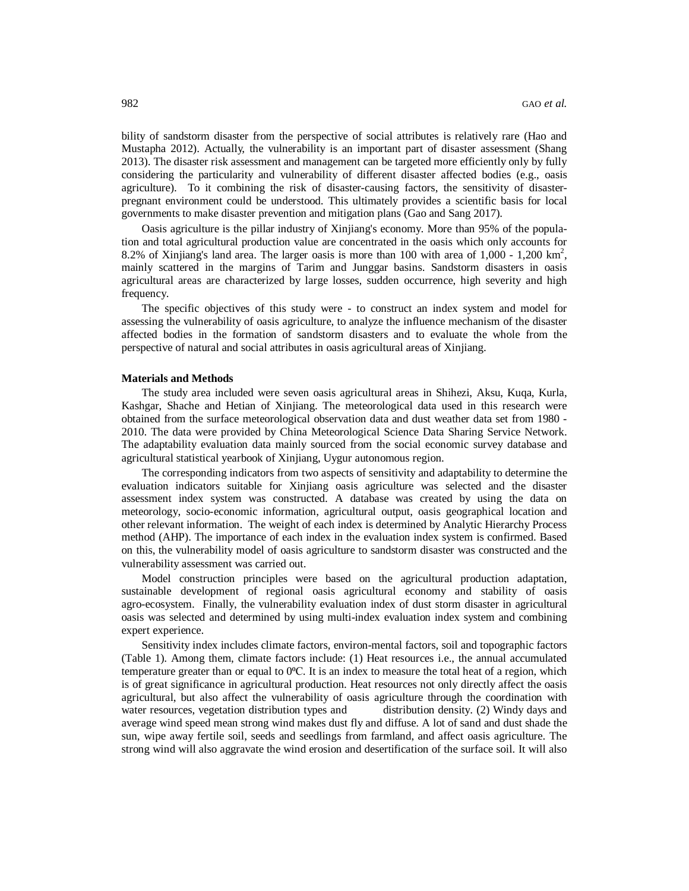bility of sandstorm disaster from the perspective of social attributes is relatively rare (Hao and Mustapha 2012). Actually, the vulnerability is an important part of disaster assessment (Shang 2013). The disaster risk assessment and management can be targeted more efficiently only by fully considering the particularity and vulnerability of different disaster affected bodies (e.g., oasis agriculture). To it combining the risk of disaster-causing factors, the sensitivity of disaster-pregnant environment could be understood. This ultimately provides a scientific basis for local governments to make disaster prevention and mitigation plans (Gao and Sang 2017).

Oasis agriculture is the pillar industry of Xinjiang's economy. More than 95% of the population and total agricultural production value are concentrated in the oasis which only accounts for 8.2% of Xinjiang's land area. The larger oasis is more than 100 with area of 1,000 - 1,200 km$^2$, mainly scattered in the margins of Tarim and Junggar basins. Sandstorm disasters in oasis agricultural areas are characterized by large losses, sudden occurrence, high severity and high frequency.

The specific objectives of this study were - to construct an index system and model for assessing the vulnerability of oasis agriculture, to analyze the influence mechanism of the disaster affected bodies in the formation of sandstorm disasters and to evaluate the whole from the perspective of natural and social attributes in oasis agricultural areas of Xinjiang.

**Materials and Methods**

The study area included were seven oasis agricultural areas in Shihezi, Aksu, Kuqa, Kurla, Kashgar, Shache and Hetian of Xinjiang. The meteorological data used in this research were obtained from the surface meteorological observation data and dust weather data set from 1980 - 2010. The data were provided by China Meteorological Science Data Sharing Service Network. The adaptability evaluation data mainly sourced from the social economic survey database and agricultural statistical yearbook of Xinjiang, Uygur autonomous region.

The corresponding indicators from two aspects of sensitivity and adaptability to determine the evaluation indicators suitable for Xinjiang oasis agriculture was selected and the disaster assessment index system was constructed. A database was created by using the data on meteorology, socio-economic information, agricultural output, oasis geographical location and other relevant information. The weight of each index is determined by Analytic Hierarchy Process method (AHP). The importance of each index in the evaluation index system is confirmed. Based on this, the vulnerability model of oasis agriculture to sandstorm disaster was constructed and the vulnerability assessment was carried out.

Model construction principles were based on the agricultural production adaptation, sustainable development of regional oasis agricultural economy and stability of oasis agro-ecosystem. Finally, the vulnerability evaluation index of dust storm disaster in agricultural oasis was selected and determined by using multi-index evaluation index system and combining expert experience.

Sensitivity index includes climate factors, environ-mental factors, soil and topographic factors (Table 1). Among them, climate factors include: (1) Heat resources i.e., the annual accumulated temperature greater than or equal to 0ºC. It is an index to measure the total heat of a region, which is of great significance in agricultural production. Heat resources not only directly affect the oasis agricultural, but also affect the vulnerability of oasis agriculture through the coordination with water resources, vegetation distribution types and distribution density. (2) Windy days and average wind speed mean strong wind makes dust fly and diffuse. A lot of sand and dust shade the sun, wipe away fertile soil, seeds and seedlings from farmland, and affect oasis agriculture. The strong wind will also aggravate the wind erosion and desertification of the surface soil. It will also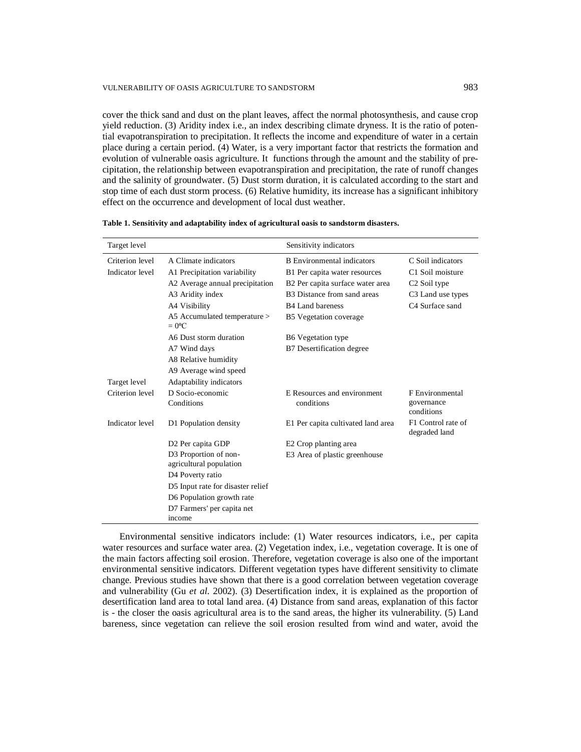cover the thick sand and dust on the plant leaves, affect the normal photosynthesis, and cause crop yield reduction. (3) Aridity index i.e., an index describing climate dryness. It is the ratio of potential evapotranspiration to precipitation. It reflects the income and expenditure of water in a certain place during a certain period. (4) Water, is a very important factor that restricts the formation and evolution of vulnerable oasis agriculture. It functions through the amount and the stability of precipitation, the relationship between evapotranspiration and precipitation, the rate of runoff changes and the salinity of groundwater. (5) Dust storm duration, it is calculated according to the start and stop time of each dust storm process. (6) Relative humidity, its increase has a significant inhibitory effect on the occurrence and development of local dust weather.

**Table 1. Sensitivity and adaptability index of agricultural oasis to sandstorm disasters.**

| Target level | | Sensitivity indicators | |
|---|---|---|---|
| Criterion level | A Climate indicators | B Environmental indicators | C Soil indicators |
| Indicator level | A1 Precipitation variability | B1 Per capita water resources | C1 Soil moisture |
| | A2 Average annual precipitation | B2 Per capita surface water area | C2 Soil type |
| | A3 Aridity index | B3 Distance from sand areas | C3 Land use types |
| | A4 Visibility | B4 Land bareness | C4 Surface sand |
| | A5 Accumulated temperature > = 0ºC | B5 Vegetation coverage | |
| | A6 Dust storm duration | B6 Vegetation type | |
| | A7 Wind days | B7 Desertification degree | |
| | A8 Relative humidity | | |
| | A9 Average wind speed | | |
| Target level | Adaptability indicators | | |
| Criterion level | D Socio-economic Conditions | E Resources and environment conditions | F Environmental governance conditions |
| Indicator level | D1 Population density | E1 Per capita cultivated land area | F1 Control rate of degraded land |
| | D2 Per capita GDP | E2 Crop planting area | |
| | D3 Proportion of non-agricultural population | E3 Area of plastic greenhouse | |
| | D4 Poverty ratio | | |
| | D5 Input rate for disaster relief | | |
| | D6 Population growth rate | | |
| | D7 Farmers' per capita net income | | |

Environmental sensitive indicators include: (1) Water resources indicators, i.e., per capita water resources and surface water area. (2) Vegetation index, i.e., vegetation coverage. It is one of the main factors affecting soil erosion. Therefore, vegetation coverage is also one of the important environmental sensitive indicators. Different vegetation types have different sensitivity to climate change. Previous studies have shown that there is a good correlation between vegetation coverage and vulnerability (Gu *et al.* 2002). (3) Desertification index, it is explained as the proportion of desertification land area to total land area. (4) Distance from sand areas, explanation of this factor is - the closer the oasis agricultural area is to the sand areas, the higher its vulnerability. (5) Land bareness, since vegetation can relieve the soil erosion resulted from wind and water, avoid the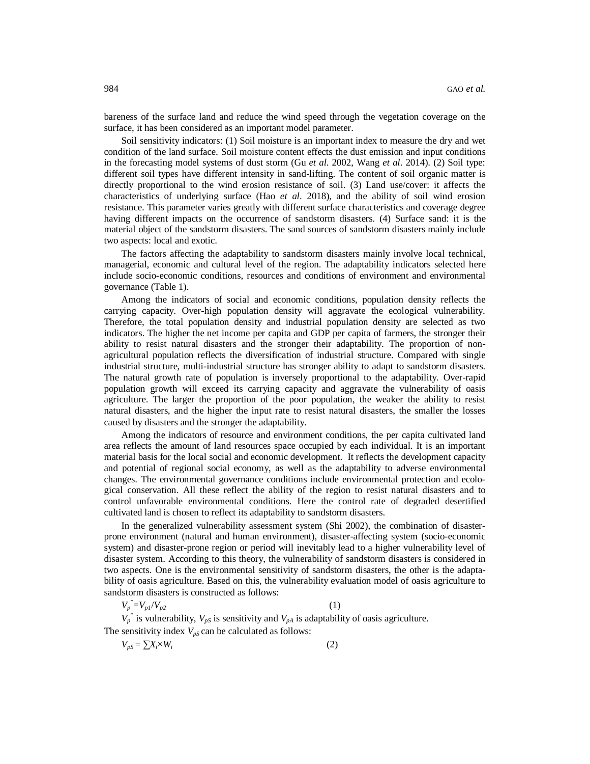bareness of the surface land and reduce the wind speed through the vegetation coverage on the surface, it has been considered as an important model parameter.

Soil sensitivity indicators: (1) Soil moisture is an important index to measure the dry and wet condition of the land surface. Soil moisture content effects the dust emission and input conditions in the forecasting model systems of dust storm (Gu *et al*. 2002, Wang *et al*. 2014). (2) Soil type: different soil types have different intensity in sand-lifting. The content of soil organic matter is directly proportional to the wind erosion resistance of soil. (3) Land use/cover: it affects the characteristics of underlying surface (Hao *et al*. 2018), and the ability of soil wind erosion resistance. This parameter varies greatly with different surface characteristics and coverage degree having different impacts on the occurrence of sandstorm disasters. (4) Surface sand: it is the material object of the sandstorm disasters. The sand sources of sandstorm disasters mainly include two aspects: local and exotic.

The factors affecting the adaptability to sandstorm disasters mainly involve local technical, managerial, economic and cultural level of the region. The adaptability indicators selected here include socio-economic conditions, resources and conditions of environment and environmental governance (Table 1).

Among the indicators of social and economic conditions, population density reflects the carrying capacity. Over-high population density will aggravate the ecological vulnerability. Therefore, the total population density and industrial population density are selected as two indicators. The higher the net income per capita and GDP per capita of farmers, the stronger their ability to resist natural disasters and the stronger their adaptability. The proportion of non-agricultural population reflects the diversification of industrial structure. Compared with single industrial structure, multi-industrial structure has stronger ability to adapt to sandstorm disasters. The natural growth rate of population is inversely proportional to the adaptability. Over-rapid population growth will exceed its carrying capacity and aggravate the vulnerability of oasis agriculture. The larger the proportion of the poor population, the weaker the ability to resist natural disasters, and the higher the input rate to resist natural disasters, the smaller the losses caused by disasters and the stronger the adaptability.

Among the indicators of resource and environment conditions, the per capita cultivated land area reflects the amount of land resources space occupied by each individual. It is an important material basis for the local social and economic development. It reflects the development capacity and potential of regional social economy, as well as the adaptability to adverse environmental changes. The environmental governance conditions include environmental protection and ecological conservation. All these reflect the ability of the region to resist natural disasters and to control unfavorable environmental conditions. Here the control rate of degraded desertified cultivated land is chosen to reflect its adaptability to sandstorm disasters.

In the generalized vulnerability assessment system (Shi 2002), the combination of disaster-prone environment (natural and human environment), disaster-affecting system (socio-economic system) and disaster-prone region or period will inevitably lead to a higher vulnerability level of disaster system. According to this theory, the vulnerability of sandstorm disasters is considered in two aspects. One is the environmental sensitivity of sandstorm disasters, the other is the adaptability of oasis agriculture. Based on this, the vulnerability evaluation model of oasis agriculture to sandstorm disasters is constructed as follows:

$$V_p^* = V_{p1}/V_{p2} \quad (1)$$

$V_p^*$ is vulnerability, $V_{pS}$ is sensitivity and $V_{pA}$ is adaptability of oasis agriculture.

The sensitivity index $V_{pS}$ can be calculated as follows:

$$V_{pS} = \sum X_i \times W_i \quad (2)$$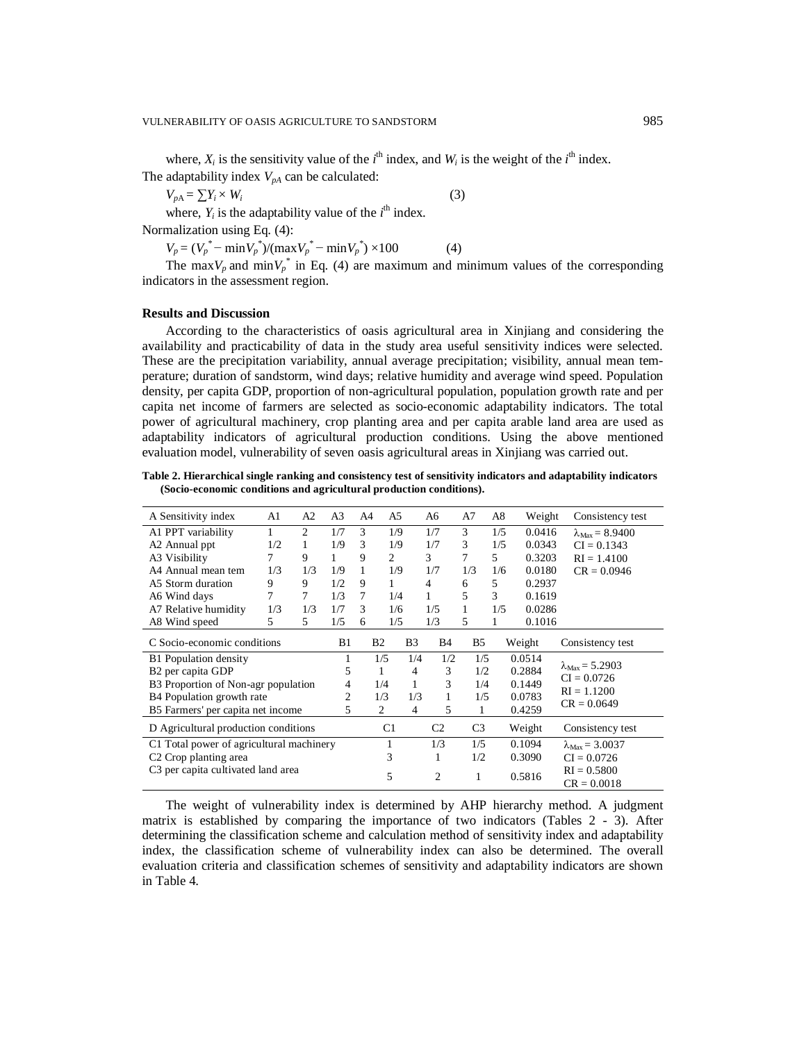where, $X_i$ is the sensitivity value of the $i^{th}$ index, and $W_i$ is the weight of the $i^{th}$ index.

The adaptability index $V_{pA}$ can be calculated:

$$V_{pA} = \sum Y_i \times W_i \quad (3)$$

where, $Y_i$ is the adaptability value of the $i^{th}$ index.

Normalization using Eq. (4):

$$V_p = (V_p^* - \min V_p^*)/(\max V_p^* - \min V_p^*) \times 100 \quad (4)$$

The $\max V_p$ and $\min V_p^*$ in Eq. (4) are maximum and minimum values of the corresponding indicators in the assessment region.

## Results and Discussion

According to the characteristics of oasis agricultural area in Xinjiang and considering the availability and practicability of data in the study area useful sensitivity indices were selected. These are the precipitation variability, annual average precipitation; visibility, annual mean temperature; duration of sandstorm, wind days; relative humidity and average wind speed. Population density, per capita GDP, proportion of non-agricultural population, population growth rate and per capita net income of farmers are selected as socio-economic adaptability indicators. The total power of agricultural machinery, crop planting area and per capita arable land area are used as adaptability indicators of agricultural production conditions. Using the above mentioned evaluation model, vulnerability of seven oasis agricultural areas in Xinjiang was carried out.

**Table 2. Hierarchical single ranking and consistency test of sensitivity indicators and adaptability indicators (Socio-economic conditions and agricultural production conditions).**

| A Sensitivity index | A1 | A2 | A3 | A4 | A5 | A6 | A7 | A8 | Weight | Consistency test |
|---|---|---|---|---|---|---|---|---|---|---|
| A1 PPT variability | 1 | 2 | 1/7 | 3 | 1/9 | 1/7 | 3 | 1/5 | 0.0416 | $\lambda_{Max} = 8.9400$ |
| A2 Annual ppt | 1/2 | 1 | 1/9 | 3 | 1/9 | 1/7 | 3 | 1/5 | 0.0343 | CI = 0.1343 |
| A3 Visibility | 7 | 9 | 1 | 9 | 2 | 3 | 7 | 5 | 0.3203 | RI = 1.4100 |
| A4 Annual mean tem | 1/3 | 1/3 | 1/9 | 1 | 1/9 | 1/7 | 1/3 | 1/6 | 0.0180 | CR = 0.0946 |
| A5 Storm duration | 9 | 9 | 1/2 | 9 | 1 | 4 | 6 | 5 | 0.2937 | |
| A6 Wind days | 7 | 7 | 1/3 | 7 | 1/4 | 1 | 5 | 3 | 0.1619 | |
| A7 Relative humidity | 1/3 | 1/3 | 1/7 | 3 | 1/6 | 1/5 | 1 | 1/5 | 0.0286 | |
| A8 Wind speed | 5 | 5 | 1/5 | 6 | 1/5 | 1/3 | 5 | 1 | 0.1016 | |

| C Socio-economic conditions | B1 | B2 | B3 | B4 | B5 | Weight | Consistency test |
|---|---|---|---|---|---|---|---|
| B1 Population density | 1 | 1/5 | 1/4 | 1/2 | 1/5 | 0.0514 | $\lambda_{Max} = 5.2903$ |
| B2 per capita GDP | 5 | 1 | 4 | 3 | 1/2 | 0.2884 | CI = 0.0726 |
| B3 Proportion of Non-agr population | 4 | 1/4 | 1 | 3 | 1/4 | 0.1449 | RI = 1.1200 |
| B4 Population growth rate | 2 | 1/3 | 1/3 | 1 | 1/5 | 0.0783 | CR = 0.0649 |
| B5 Farmers' per capita net income | 5 | 2 | 4 | 5 | 1 | 0.4259 | |

| D Agricultural production conditions | C1 | C2 | C3 | Weight | Consistency test |
|---|---|---|---|---|---|
| C1 Total power of agricultural machinery | 1 | 1/3 | 1/5 | 0.1094 | $\lambda_{Max} = 3.0037$ |
| C2 Crop planting area | 3 | 1 | 1/2 | 0.3090 | CI = 0.0726 |
| C3 per capita cultivated land area | 5 | 2 | 1 | 0.5816 | RI = 0.5800 CR = 0.0018 |

The weight of vulnerability index is determined by AHP hierarchy method. A judgment matrix is established by comparing the importance of two indicators (Tables 2 - 3). After determining the classification scheme and calculation method of sensitivity index and adaptability index, the classification scheme of vulnerability index can also be determined. The overall evaluation criteria and classification schemes of sensitivity and adaptability indicators are shown in Table 4.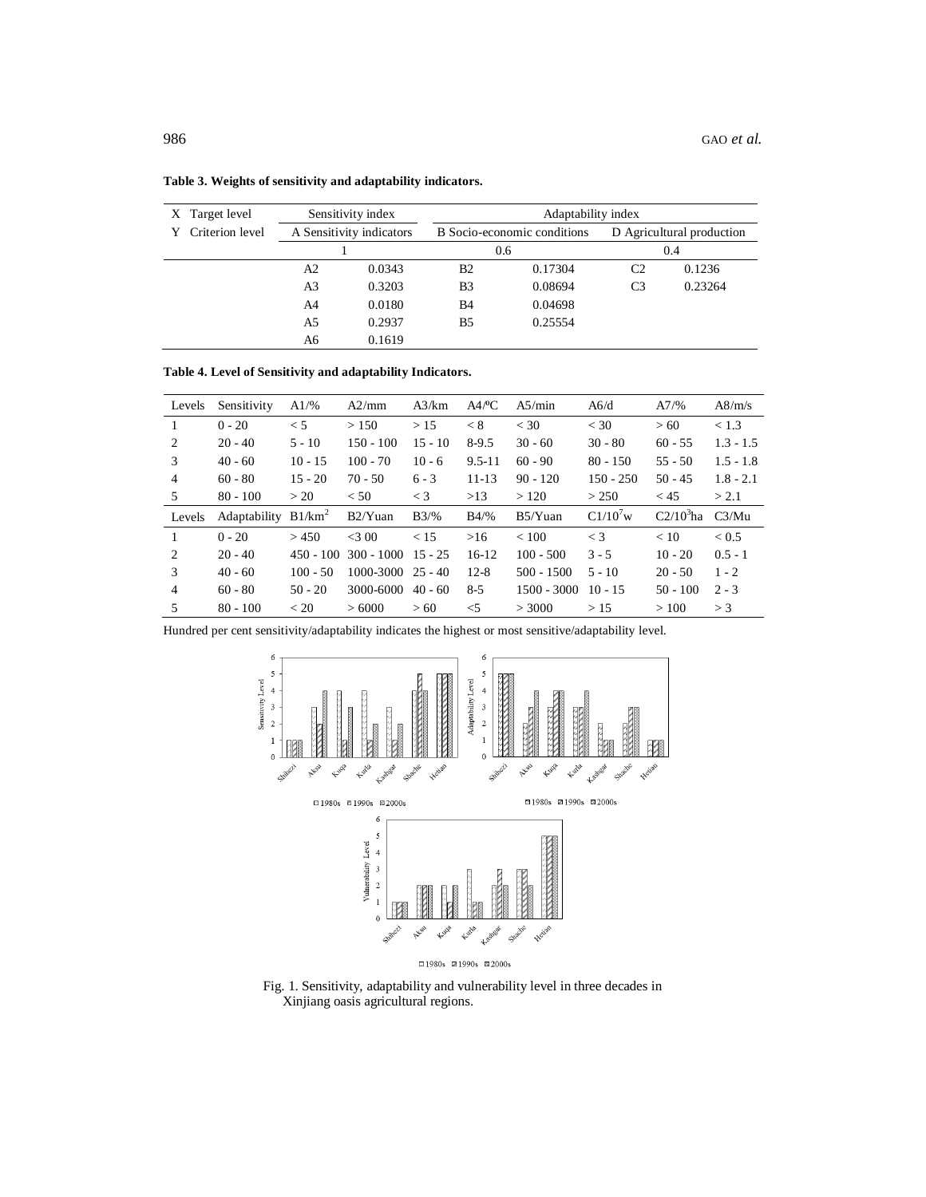**Table 3. Weights of sensitivity and adaptability indicators.**

| X Target level | Sensitivity index | | Adaptability index | | | |
|---|---|---|---|---|---|---|
| Y Criterion level | A Sensitivity indicators | | B Socio-economic conditions | | D Agricultural production | |
| | 1 | | 0.6 | | 0.4 | |
| | A2 | 0.0343 | B2 | 0.17304 | C2 | 0.1236 |
| | A3 | 0.3203 | B3 | 0.08694 | C3 | 0.23264 |
| | A4 | 0.0180 | B4 | 0.04698 | | |
| | A5 | 0.2937 | B5 | 0.25554 | | |
| | A6 | 0.1619 | | | | |

**Table 4. Level of Sensitivity and adaptability Indicators.**

| Levels | Sensitivity | A1/% | A2/mm | A3/km | A4/ºC | A5/min | A6/d | A7/% | A8/m/s |
|---|---|---|---|---|---|---|---|---|---|
| 1 | 0 - 20 | < 5 | > 150 | > 15 | < 8 | < 30 | < 30 | > 60 | < 1.3 |
| 2 | 20 - 40 | 5 - 10 | 150 - 100 | 15 - 10 | 8-9.5 | 30 - 60 | 30 - 80 | 60 - 55 | 1.3 - 1.5 |
| 3 | 40 - 60 | 10 - 15 | 100 - 70 | 10 - 6 | 9.5-11 | 60 - 90 | 80 - 150 | 55 - 50 | 1.5 - 1.8 |
| 4 | 60 - 80 | 15 - 20 | 70 - 50 | 6 - 3 | 11-13 | 90 - 120 | 150 - 250 | 50 - 45 | 1.8 - 2.1 |
| 5 | 80 - 100 | > 20 | < 50 | < 3 | >13 | > 120 | > 250 | < 45 | > 2.1 |
| Levels | Adaptability | B1/km$^2$ | B2/Yuan | B3/% | B4/% | B5/Yuan | C1/10$^7$w | C2/10$^3$ha | C3/Mu |
| 1 | 0 - 20 | > 450 | <3 00 | < 15 | >16 | < 100 | < 3 | < 10 | < 0.5 |
| 2 | 20 - 40 | 450 - 100 | 300 - 1000 | 15 - 25 | 16-12 | 100 - 500 | 3 - 5 | 10 - 20 | 0.5 - 1 |
| 3 | 40 - 60 | 100 - 50 | 1000-3000 | 25 - 40 | 12-8 | 500 - 1500 | 5 - 10 | 20 - 50 | 1 - 2 |
| 4 | 60 - 80 | 50 - 20 | 3000-6000 | 40 - 60 | 8-5 | 1500 - 3000 | 10 - 15 | 50 - 100 | 2 - 3 |
| 5 | 80 - 100 | < 20 | > 6000 | > 60 | <5 | > 3000 | > 15 | > 100 | > 3 |

Hundred per cent sensitivity/adaptability indicates the highest or most sensitive/adaptability level.

Fig. 1. Sensitivity, adaptability and vulnerability level in three decades in Xinjiang oasis agricultural regions.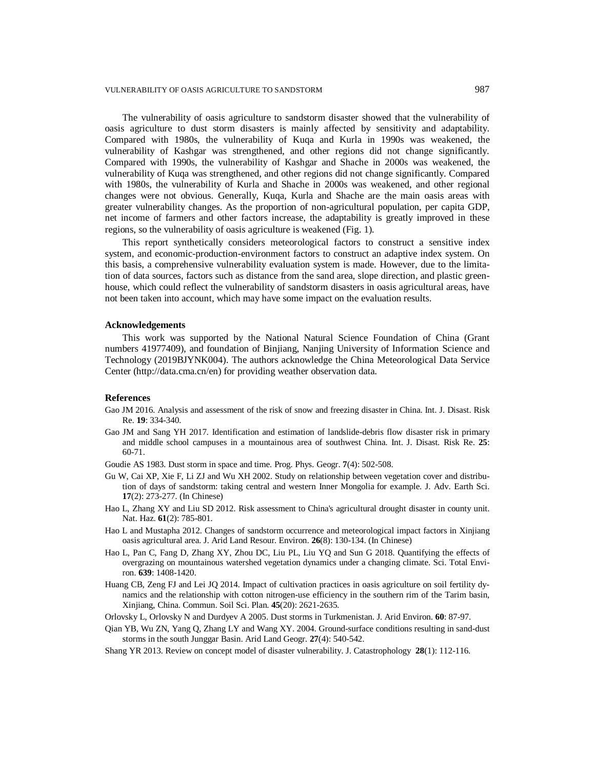The vulnerability of oasis agriculture to sandstorm disaster showed that the vulnerability of oasis agriculture to dust storm disasters is mainly affected by sensitivity and adaptability. Compared with 1980s, the vulnerability of Kuqa and Kurla in 1990s was weakened, the vulnerability of Kashgar was strengthened, and other regions did not change significantly. Compared with 1990s, the vulnerability of Kashgar and Shache in 2000s was weakened, the vulnerability of Kuqa was strengthened, and other regions did not change significantly. Compared with 1980s, the vulnerability of Kurla and Shache in 2000s was weakened, and other regional changes were not obvious. Generally, Kuqa, Kurla and Shache are the main oasis areas with greater vulnerability changes. As the proportion of non-agricultural population, per capita GDP, net income of farmers and other factors increase, the adaptability is greatly improved in these regions, so the vulnerability of oasis agriculture is weakened (Fig. 1).

This report synthetically considers meteorological factors to construct a sensitive index system, and economic-production-environment factors to construct an adaptive index system. On this basis, a comprehensive vulnerability evaluation system is made. However, due to the limitation of data sources, factors such as distance from the sand area, slope direction, and plastic greenhouse, which could reflect the vulnerability of sandstorm disasters in oasis agricultural areas, have not been taken into account, which may have some impact on the evaluation results.

## Acknowledgements

This work was supported by the National Natural Science Foundation of China (Grant numbers 41977409), and foundation of Binjiang, Nanjing University of Information Science and Technology (2019BJYNK004). The authors acknowledge the China Meteorological Data Service Center (http://data.cma.cn/en) for providing weather observation data.

## References

Gao JM 2016. Analysis and assessment of the risk of snow and freezing disaster in China. Int. J. Disast. Risk Re. **19**: 334-340.

Gao JM and Sang YH 2017. Identification and estimation of landslide-debris flow disaster risk in primary and middle school campuses in a mountainous area of southwest China. Int. J. Disast. Risk Re. **25**: 60-71.

Goudie AS 1983. Dust storm in space and time. Prog. Phys. Geogr. **7**(4): 502-508.

Gu W, Cai XP, Xie F, Li ZJ and Wu XH 2002. Study on relationship between vegetation cover and distribution of days of sandstorm: taking central and western Inner Mongolia for example. J. Adv. Earth Sci. **17**(2): 273-277. (In Chinese)

Hao L, Zhang XY and Liu SD 2012. Risk assessment to China's agricultural drought disaster in county unit. Nat. Haz. **61**(2): 785-801.

Hao L and Mustapha 2012. Changes of sandstorm occurrence and meteorological impact factors in Xinjiang oasis agricultural area. J. Arid Land Resour. Environ. **26**(8): 130-134. (In Chinese)

Hao L, Pan C, Fang D, Zhang XY, Zhou DC, Liu PL, Liu YQ and Sun G 2018. Quantifying the effects of overgrazing on mountainous watershed vegetation dynamics under a changing climate. Sci. Total Environ. **639**: 1408-1420.

Huang CB, Zeng FJ and Lei JQ 2014. Impact of cultivation practices in oasis agriculture on soil fertility dynamics and the relationship with cotton nitrogen-use efficiency in the southern rim of the Tarim basin, Xinjiang, China. Commun. Soil Sci. Plan. **45**(20): 2621-2635.

Orlovsky L, Orlovsky N and Durdyev A 2005. Dust storms in Turkmenistan. J. Arid Environ. **60**: 87-97.

Qian YB, Wu ZN, Yang Q, Zhang LY and Wang XY. 2004. Ground-surface conditions resulting in sand-dust storms in the south Junggar Basin. Arid Land Geogr. **27**(4): 540-542.

Shang YR 2013. Review on concept model of disaster vulnerability. J. Catastrophology **28**(1): 112-116.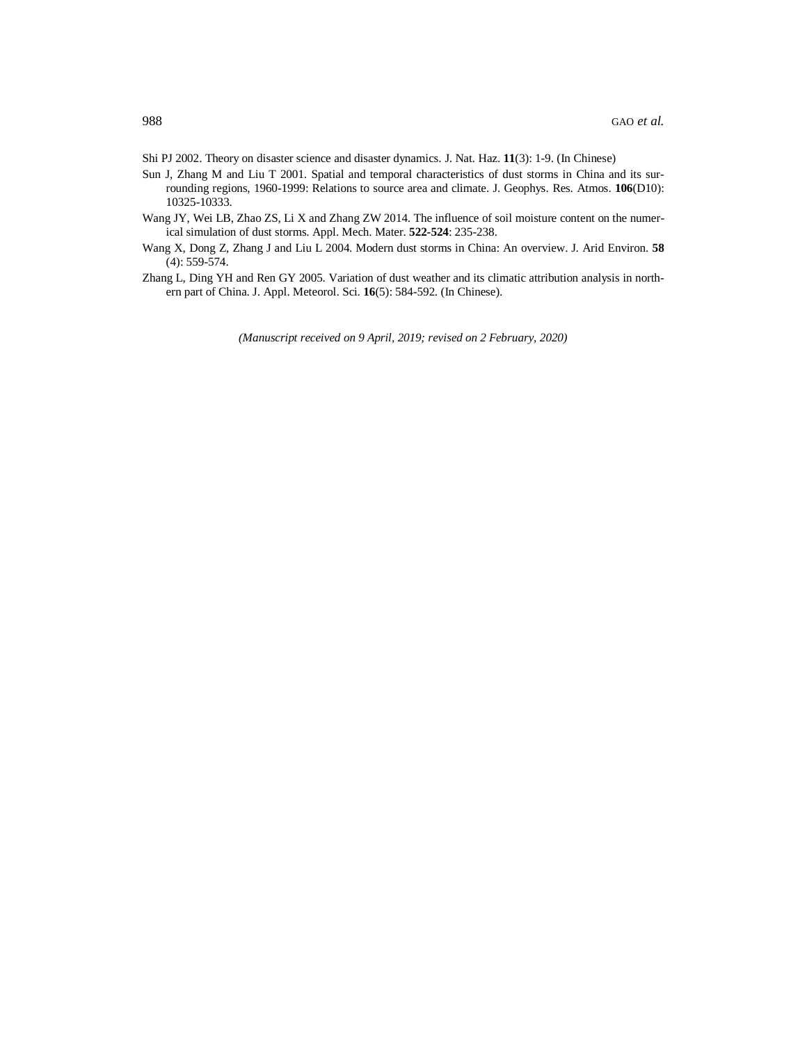Shi PJ 2002. Theory on disaster science and disaster dynamics. J. Nat. Haz. **11**(3): 1-9. (In Chinese)

Sun J, Zhang M and Liu T 2001. Spatial and temporal characteristics of dust storms in China and its surrounding regions, 1960-1999: Relations to source area and climate. J. Geophys. Res. Atmos. **106**(D10): 10325-10333.

Wang JY, Wei LB, Zhao ZS, Li X and Zhang ZW 2014. The influence of soil moisture content on the numerical simulation of dust storms. Appl. Mech. Mater. **522-524**: 235-238.

Wang X, Dong Z, Zhang J and Liu L 2004. Modern dust storms in China: An overview. J. Arid Environ. **58** (4): 559-574.

Zhang L, Ding YH and Ren GY 2005. Variation of dust weather and its climatic attribution analysis in northern part of China. J. Appl. Meteorol. Sci. **16**(5): 584-592. (In Chinese).

*(Manuscript received on 9 April, 2019; revised on 2 February, 2020)*